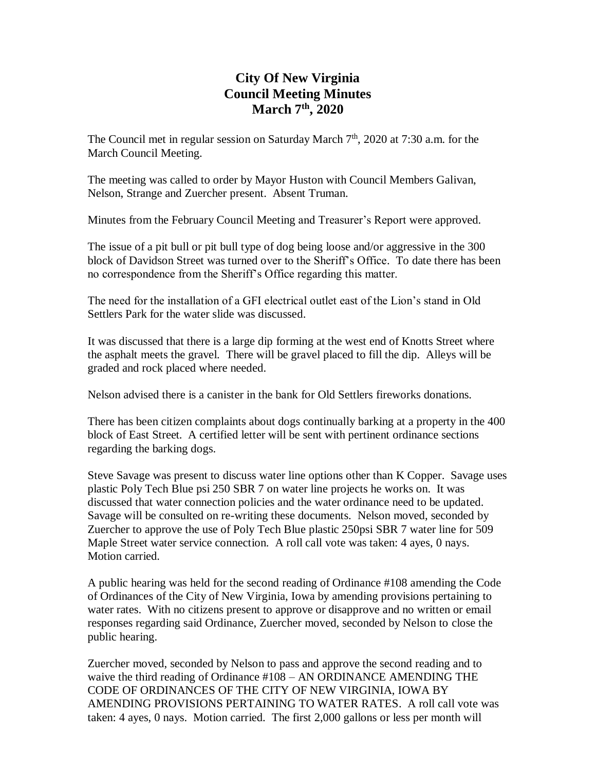# City Of New Virginia
# Council Meeting Minutes
# March 7th, 2020

The Council met in regular session on Saturday March 7th, 2020 at 7:30 a.m. for the March Council Meeting.

The meeting was called to order by Mayor Huston with Council Members Galivan, Nelson, Strange and Zuercher present. Absent Truman.

Minutes from the February Council Meeting and Treasurer's Report were approved.

The issue of a pit bull or pit bull type of dog being loose and/or aggressive in the 300 block of Davidson Street was turned over to the Sheriff's Office. To date there has been no correspondence from the Sheriff's Office regarding this matter.

The need for the installation of a GFI electrical outlet east of the Lion's stand in Old Settlers Park for the water slide was discussed.

It was discussed that there is a large dip forming at the west end of Knotts Street where the asphalt meets the gravel. There will be gravel placed to fill the dip. Alleys will be graded and rock placed where needed.

Nelson advised there is a canister in the bank for Old Settlers fireworks donations.

There has been citizen complaints about dogs continually barking at a property in the 400 block of East Street. A certified letter will be sent with pertinent ordinance sections regarding the barking dogs.

Steve Savage was present to discuss water line options other than K Copper. Savage uses plastic Poly Tech Blue psi 250 SBR 7 on water line projects he works on. It was discussed that water connection policies and the water ordinance need to be updated. Savage will be consulted on re-writing these documents. Nelson moved, seconded by Zuercher to approve the use of Poly Tech Blue plastic 250psi SBR 7 water line for 509 Maple Street water service connection. A roll call vote was taken: 4 ayes, 0 nays. Motion carried.

A public hearing was held for the second reading of Ordinance #108 amending the Code of Ordinances of the City of New Virginia, Iowa by amending provisions pertaining to water rates. With no citizens present to approve or disapprove and no written or email responses regarding said Ordinance, Zuercher moved, seconded by Nelson to close the public hearing.

Zuercher moved, seconded by Nelson to pass and approve the second reading and to waive the third reading of Ordinance #108 – AN ORDINANCE AMENDING THE CODE OF ORDINANCES OF THE CITY OF NEW VIRGINIA, IOWA BY AMENDING PROVISIONS PERTAINING TO WATER RATES. A roll call vote was taken: 4 ayes, 0 nays. Motion carried. The first 2,000 gallons or less per month will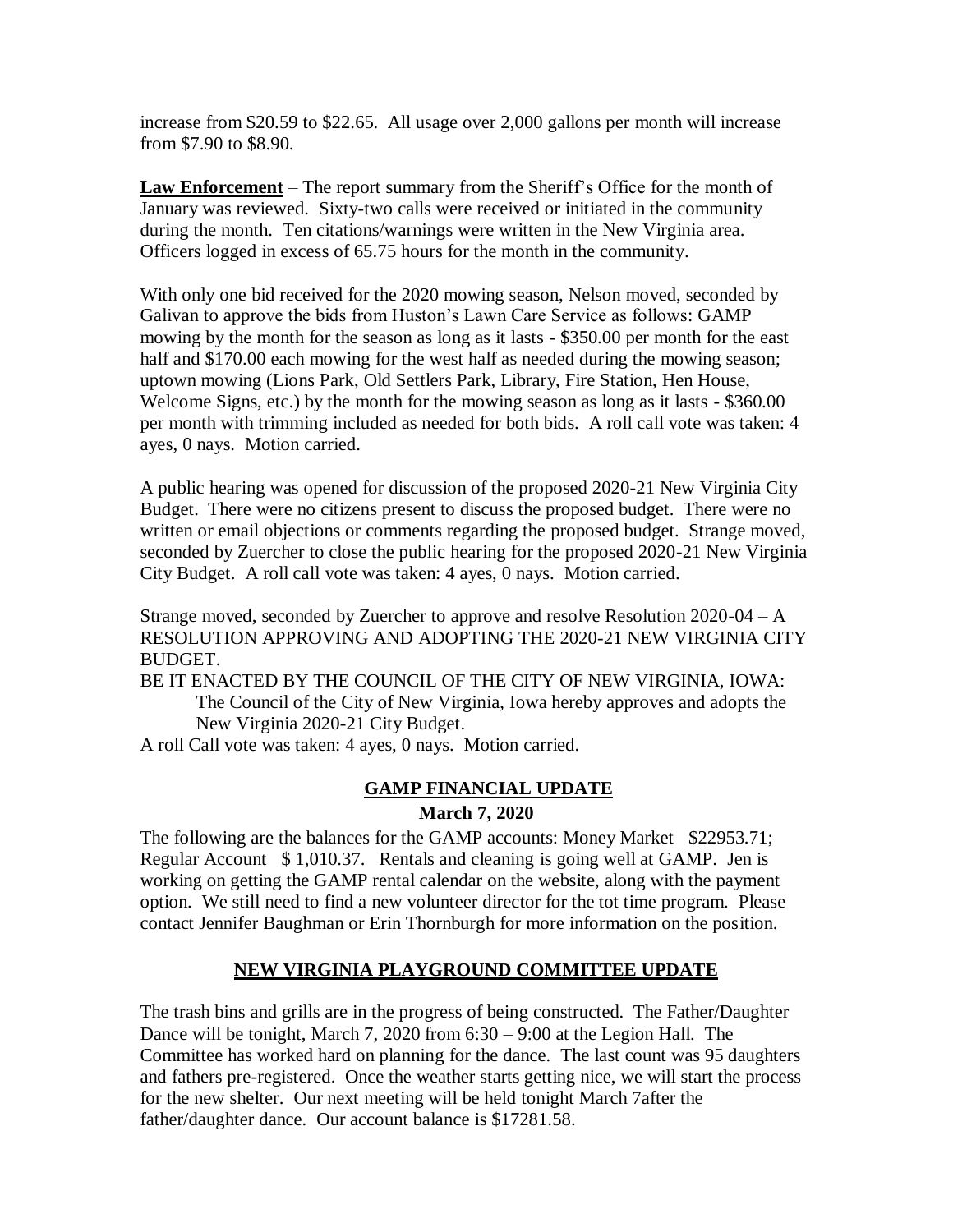increase from $20.59 to $22.65. All usage over 2,000 gallons per month will increase from $7.90 to $8.90.

**Law Enforcement** – The report summary from the Sheriff's Office for the month of January was reviewed. Sixty-two calls were received or initiated in the community during the month. Ten citations/warnings were written in the New Virginia area. Officers logged in excess of 65.75 hours for the month in the community.

With only one bid received for the 2020 mowing season, Nelson moved, seconded by Galivan to approve the bids from Huston's Lawn Care Service as follows: GAMP mowing by the month for the season as long as it lasts - $350.00 per month for the east half and $170.00 each mowing for the west half as needed during the mowing season; uptown mowing (Lions Park, Old Settlers Park, Library, Fire Station, Hen House, Welcome Signs, etc.) by the month for the mowing season as long as it lasts - $360.00 per month with trimming included as needed for both bids. A roll call vote was taken: 4 ayes, 0 nays. Motion carried.

A public hearing was opened for discussion of the proposed 2020-21 New Virginia City Budget. There were no citizens present to discuss the proposed budget. There were no written or email objections or comments regarding the proposed budget. Strange moved, seconded by Zuercher to close the public hearing for the proposed 2020-21 New Virginia City Budget. A roll call vote was taken: 4 ayes, 0 nays. Motion carried.

Strange moved, seconded by Zuercher to approve and resolve Resolution 2020-04 – A RESOLUTION APPROVING AND ADOPTING THE 2020-21 NEW VIRGINIA CITY BUDGET.

BE IT ENACTED BY THE COUNCIL OF THE CITY OF NEW VIRGINIA, IOWA:

The Council of the City of New Virginia, Iowa hereby approves and adopts the New Virginia 2020-21 City Budget.

A roll Call vote was taken: 4 ayes, 0 nays. Motion carried.

## GAMP FINANCIAL UPDATE

**March 7, 2020**

The following are the balances for the GAMP accounts: Money Market $22953.71; Regular Account $ 1,010.37. Rentals and cleaning is going well at GAMP. Jen is working on getting the GAMP rental calendar on the website, along with the payment option. We still need to find a new volunteer director for the tot time program. Please contact Jennifer Baughman or Erin Thornburgh for more information on the position.

## NEW VIRGINIA PLAYGROUND COMMITTEE UPDATE

The trash bins and grills are in the progress of being constructed. The Father/Daughter Dance will be tonight, March 7, 2020 from 6:30 – 9:00 at the Legion Hall. The Committee has worked hard on planning for the dance. The last count was 95 daughters and fathers pre-registered. Once the weather starts getting nice, we will start the process for the new shelter. Our next meeting will be held tonight March 7after the father/daughter dance. Our account balance is $17281.58.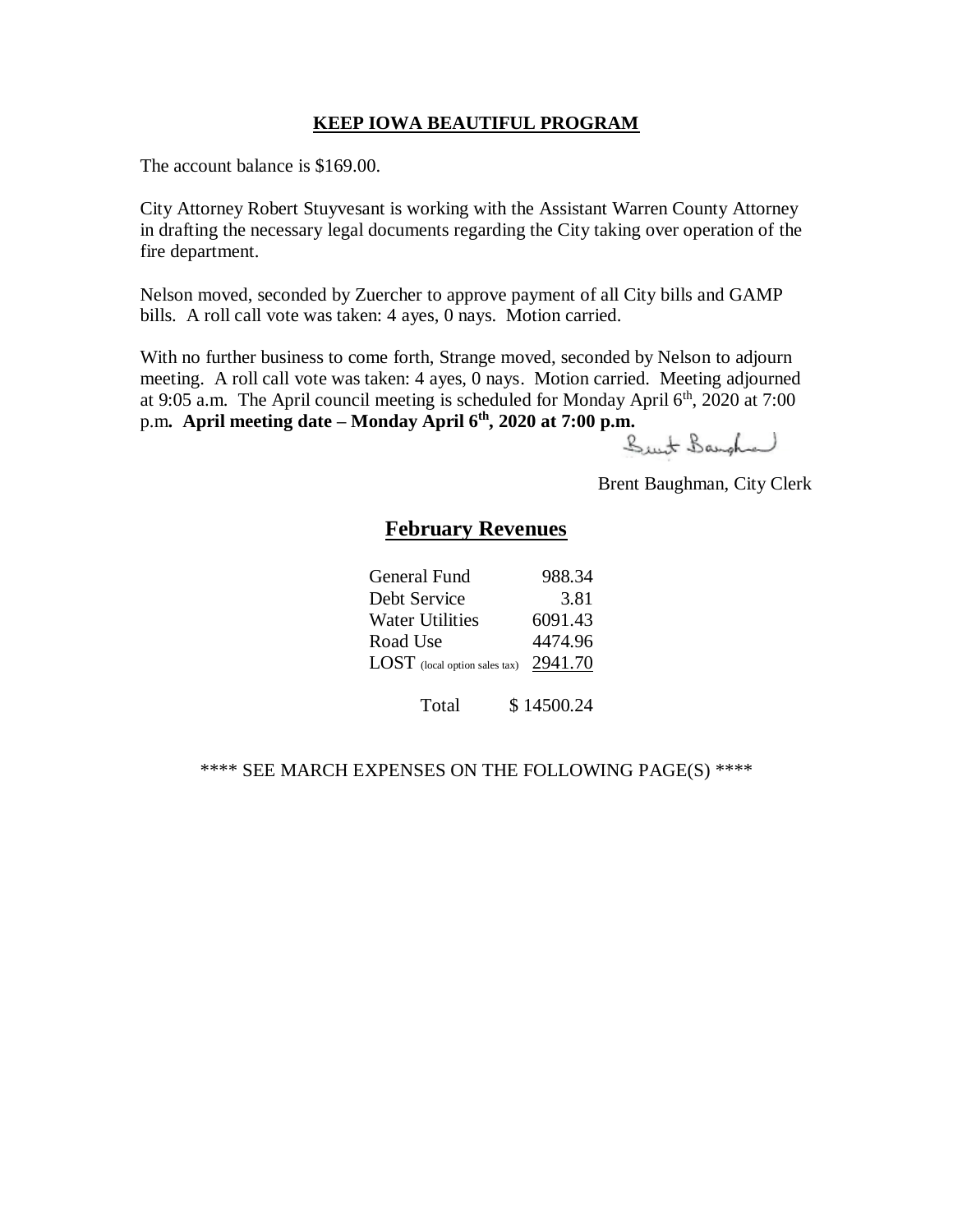## KEEP IOWA BEAUTIFUL PROGRAM

The account balance is $169.00.

City Attorney Robert Stuyvesant is working with the Assistant Warren County Attorney in drafting the necessary legal documents regarding the City taking over operation of the fire department.

Nelson moved, seconded by Zuercher to approve payment of all City bills and GAMP bills. A roll call vote was taken: 4 ayes, 0 nays. Motion carried.

With no further business to come forth, Strange moved, seconded by Nelson to adjourn meeting. A roll call vote was taken: 4 ayes, 0 nays. Motion carried. Meeting adjourned at 9:05 a.m. The April council meeting is scheduled for Monday April 6th, 2020 at 7:00 p.m**. April meeting date – Monday April 6th, 2020 at 7:00 p.m.**

Brent Baughman, City Clerk

## February Revenues

| | |
|---|---|
| General Fund | 988.34 |
| Debt Service | 3.81 |
| Water Utilities | 6091.43 |
| Road Use | 4474.96 |
| LOST (local option sales tax) | 2941.70 |
| Total | $ 14500.24 |

\*\*\*\* SEE MARCH EXPENSES ON THE FOLLOWING PAGE(S) \*\*\*\*